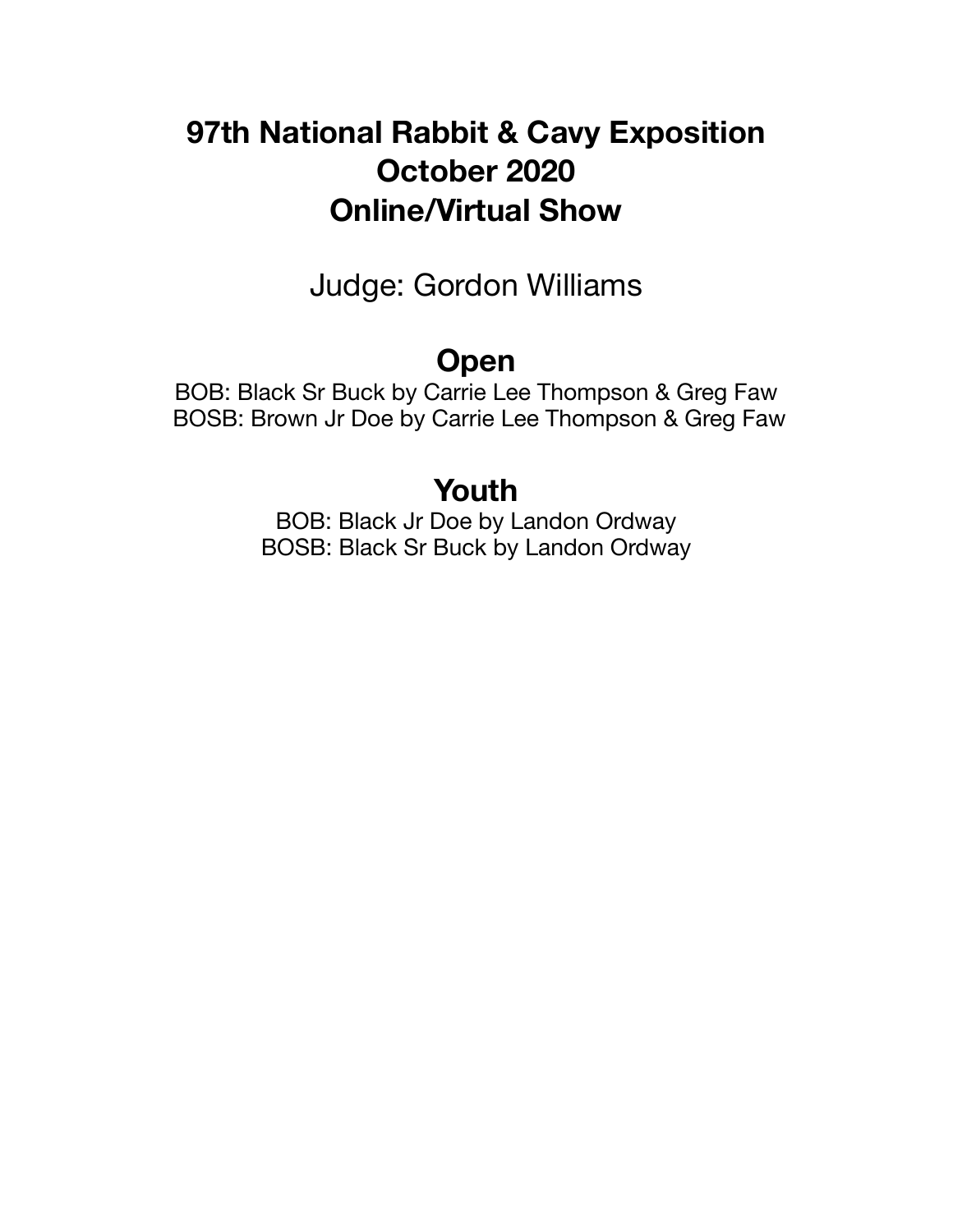# 97th National Rabbit & Cavy Exposition
# October 2020
# Online/Virtual Show

Judge: Gordon Williams

## Open

BOB: Black Sr Buck by Carrie Lee Thompson & Greg Faw
BOSB: Brown Jr Doe by Carrie Lee Thompson & Greg Faw

## Youth

BOB: Black Jr Doe by Landon Ordway
BOSB: Black Sr Buck by Landon Ordway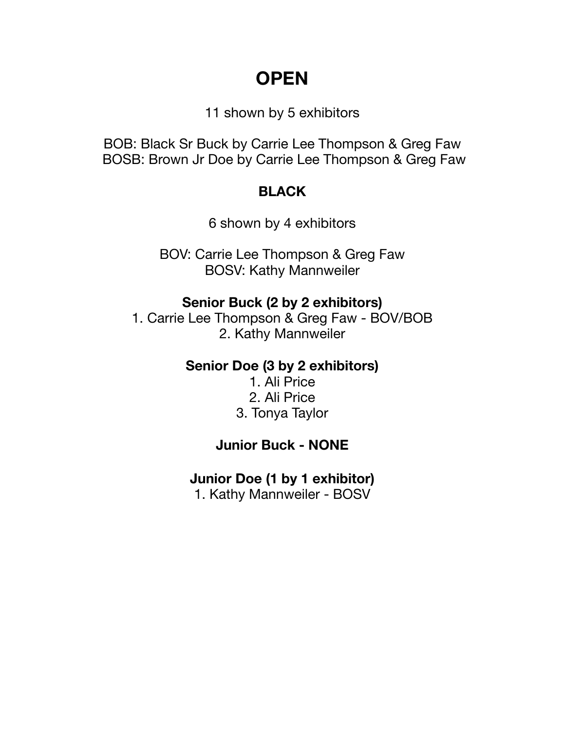# OPEN

11 shown by 5 exhibitors

BOB: Black Sr Buck by Carrie Lee Thompson & Greg Faw
BOSB: Brown Jr Doe by Carrie Lee Thompson & Greg Faw

## BLACK

6 shown by 4 exhibitors

BOV: Carrie Lee Thompson & Greg Faw
BOSV: Kathy Mannweiler

### Senior Buck (2 by 2 exhibitors)

1. Carrie Lee Thompson & Greg Faw - BOV/BOB
2. Kathy Mannweiler

### Senior Doe (3 by 2 exhibitors)

1. Ali Price
2. Ali Price
3. Tonya Taylor

### Junior Buck - NONE

### Junior Doe (1 by 1 exhibitor)

1. Kathy Mannweiler - BOSV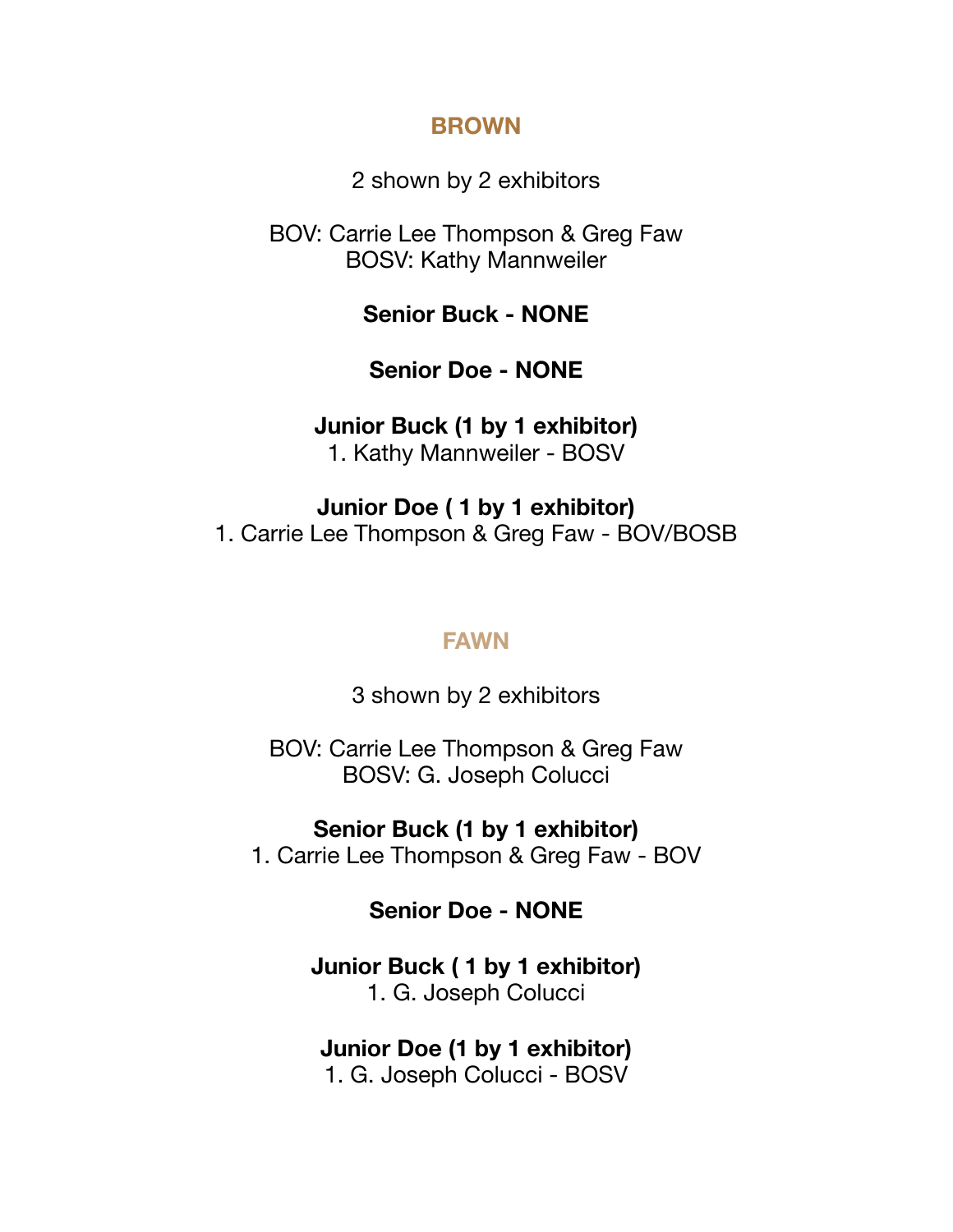## BROWN

2 shown by 2 exhibitors

BOV: Carrie Lee Thompson & Greg Faw
BOSV: Kathy Mannweiler

**Senior Buck - NONE**

**Senior Doe - NONE**

**Junior Buck (1 by 1 exhibitor)**
1. Kathy Mannweiler - BOSV

**Junior Doe ( 1 by 1 exhibitor)**
1. Carrie Lee Thompson & Greg Faw - BOV/BOSB

## FAWN

3 shown by 2 exhibitors

BOV: Carrie Lee Thompson & Greg Faw
BOSV: G. Joseph Colucci

**Senior Buck (1 by 1 exhibitor)**
1. Carrie Lee Thompson & Greg Faw - BOV

**Senior Doe - NONE**

**Junior Buck ( 1 by 1 exhibitor)**
1. G. Joseph Colucci

**Junior Doe (1 by 1 exhibitor)**
1. G. Joseph Colucci - BOSV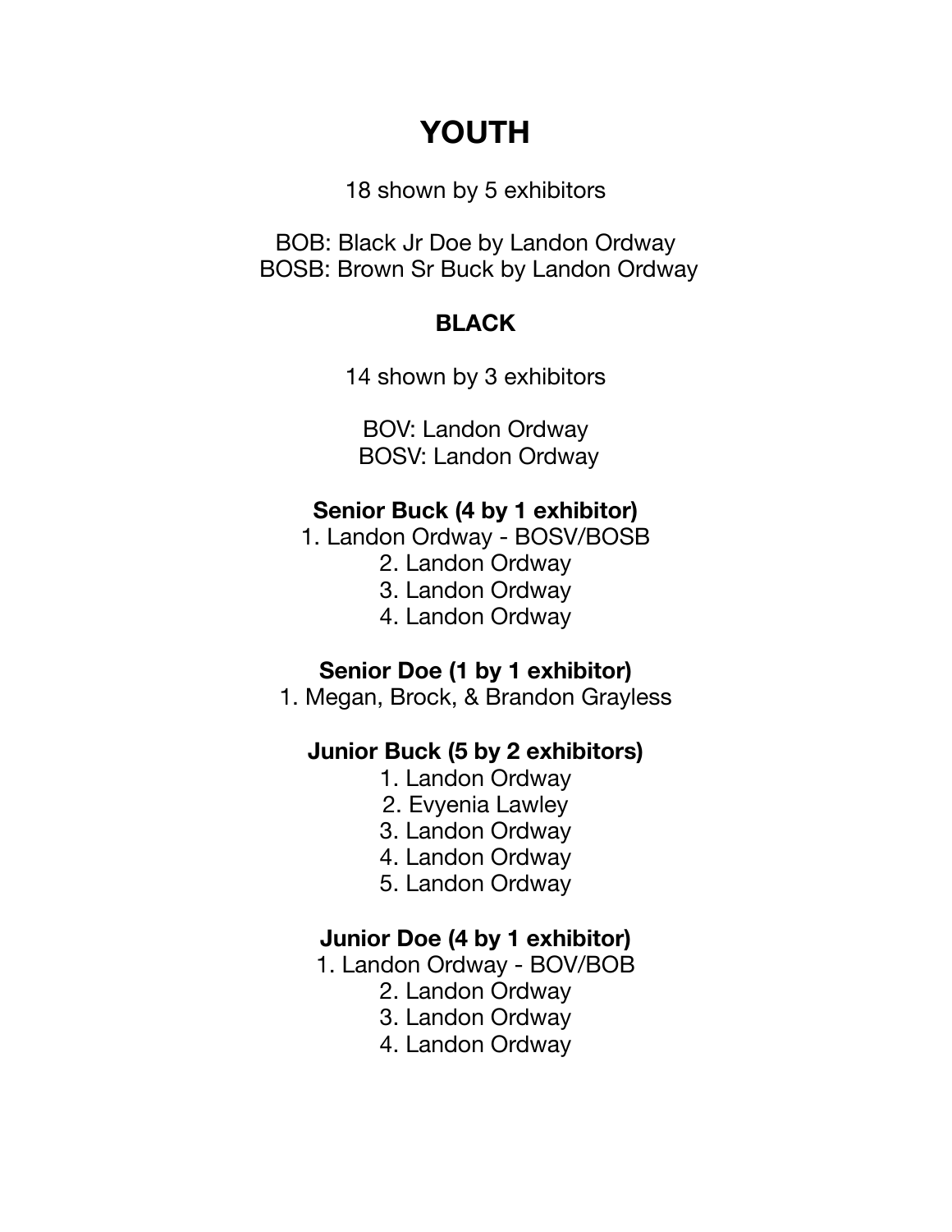# YOUTH

18 shown by 5 exhibitors

BOB: Black Jr Doe by Landon Ordway
BOSB: Brown Sr Buck by Landon Ordway

## BLACK

14 shown by 3 exhibitors

BOV: Landon Ordway
BOSV: Landon Ordway

### Senior Buck (4 by 1 exhibitor)

1. Landon Ordway - BOSV/BOSB
2. Landon Ordway
3. Landon Ordway
4. Landon Ordway

### Senior Doe (1 by 1 exhibitor)

1. Megan, Brock, & Brandon Grayless

### Junior Buck (5 by 2 exhibitors)

1. Landon Ordway
2. Evyenia Lawley
3. Landon Ordway
4. Landon Ordway
5. Landon Ordway

### Junior Doe (4 by 1 exhibitor)

1. Landon Ordway - BOV/BOB
2. Landon Ordway
3. Landon Ordway
4. Landon Ordway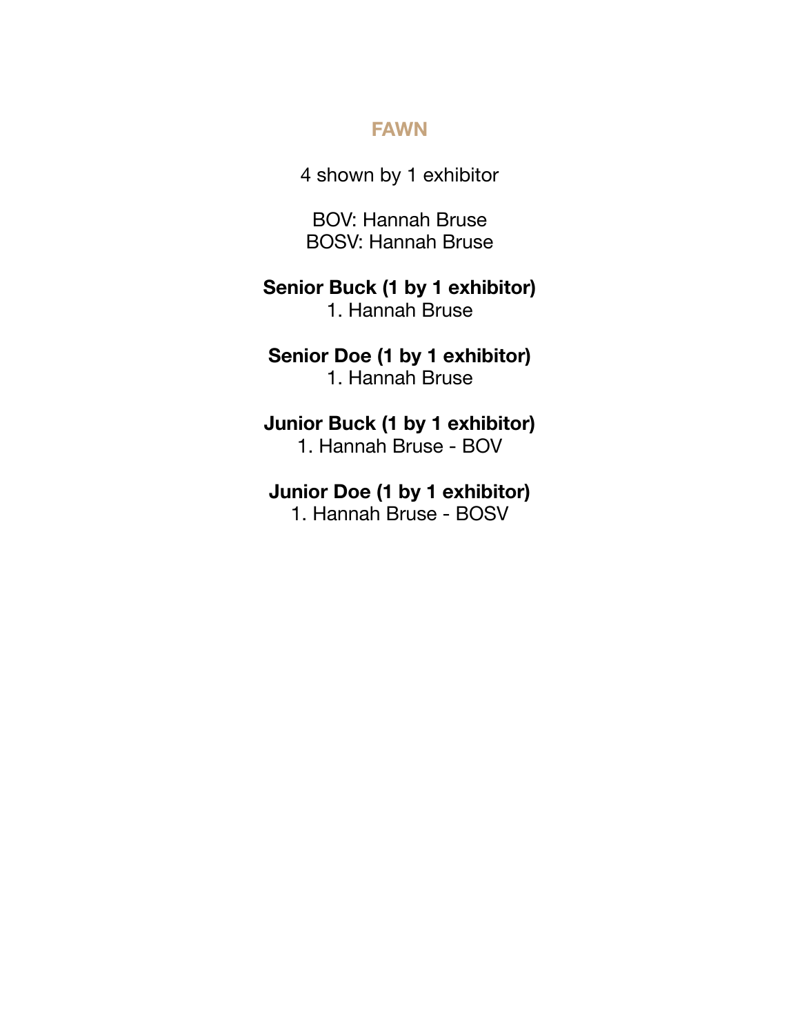## FAWN

4 shown by 1 exhibitor

BOV: Hannah Bruse
BOSV: Hannah Bruse

**Senior Buck (1 by 1 exhibitor)**
1. Hannah Bruse

**Senior Doe (1 by 1 exhibitor)**
1. Hannah Bruse

**Junior Buck (1 by 1 exhibitor)**
1. Hannah Bruse - BOV

**Junior Doe (1 by 1 exhibitor)**
1. Hannah Bruse - BOSV